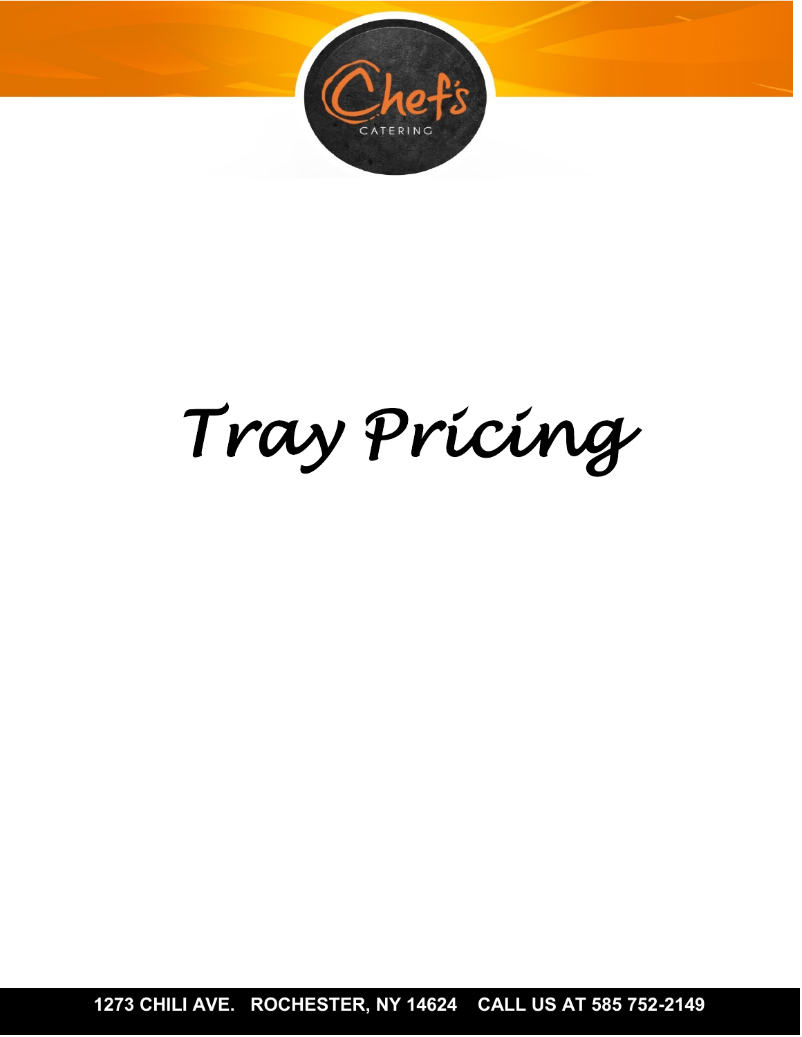# *Tray Pricing*

**1273 CHILI AVE. ROCHESTER, NY 14624 CALL US AT 585 752-2149**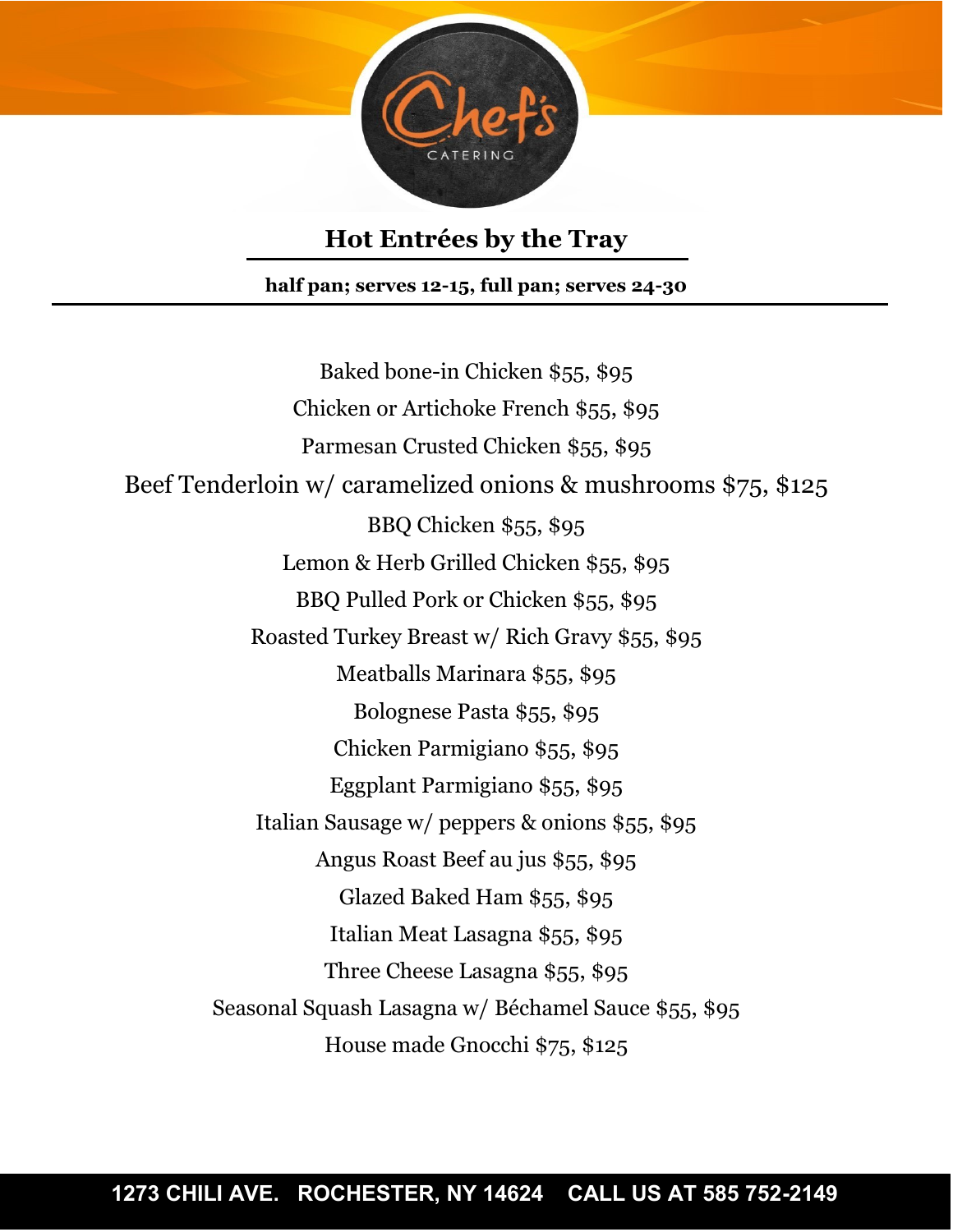Chef's CATERING

## Hot Entrées by the Tray

**half pan; serves 12-15, full pan; serves 24-30**

Baked bone-in Chicken $55, $95

Chicken or Artichoke French $55, $95

Parmesan Crusted Chicken $55, $95

Beef Tenderloin w/ caramelized onions & mushrooms $75, $125

BBQ Chicken $55, $95

Lemon & Herb Grilled Chicken $55, $95

BBQ Pulled Pork or Chicken $55, $95

Roasted Turkey Breast w/ Rich Gravy $55, $95

Meatballs Marinara $55, $95

Bolognese Pasta $55, $95

Chicken Parmigiano $55, $95

Eggplant Parmigiano $55, $95

Italian Sausage w/ peppers & onions $55, $95

Angus Roast Beef au jus $55, $95

Glazed Baked Ham $55, $95

Italian Meat Lasagna $55, $95

Three Cheese Lasagna $55, $95

Seasonal Squash Lasagna w/ Béchamel Sauce $55, $95

House made Gnocchi $75, $125

**1273 CHILI AVE. ROCHESTER, NY 14624 CALL US AT 585 752-2149**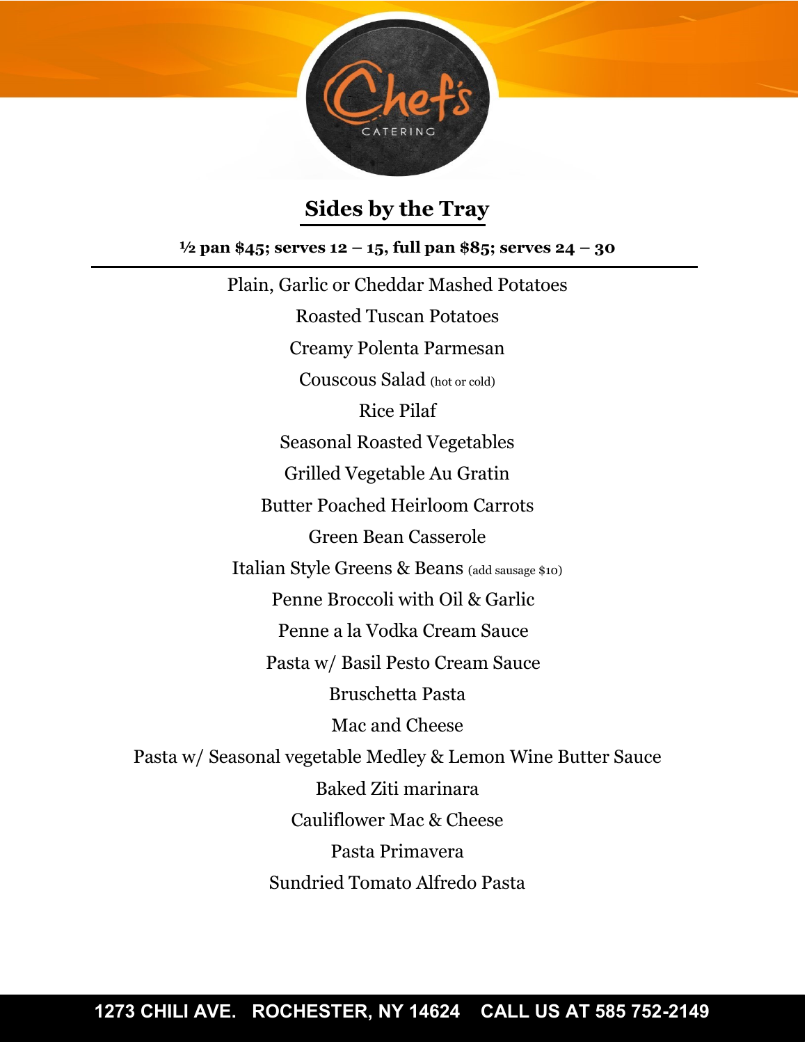## Sides by the Tray

**½ pan $45; serves 12 – 15, full pan $85; serves 24 – 30**

Plain, Garlic or Cheddar Mashed Potatoes

Roasted Tuscan Potatoes

Creamy Polenta Parmesan

Couscous Salad (hot or cold)

Rice Pilaf

Seasonal Roasted Vegetables

Grilled Vegetable Au Gratin

Butter Poached Heirloom Carrots

Green Bean Casserole

Italian Style Greens & Beans (add sausage $10)

Penne Broccoli with Oil & Garlic

Penne a la Vodka Cream Sauce

Pasta w/ Basil Pesto Cream Sauce

Bruschetta Pasta

Mac and Cheese

Pasta w/ Seasonal vegetable Medley & Lemon Wine Butter Sauce

Baked Ziti marinara

Cauliflower Mac & Cheese

Pasta Primavera

Sundried Tomato Alfredo Pasta

**1273 CHILI AVE. ROCHESTER, NY 14624 CALL US AT 585 752-2149**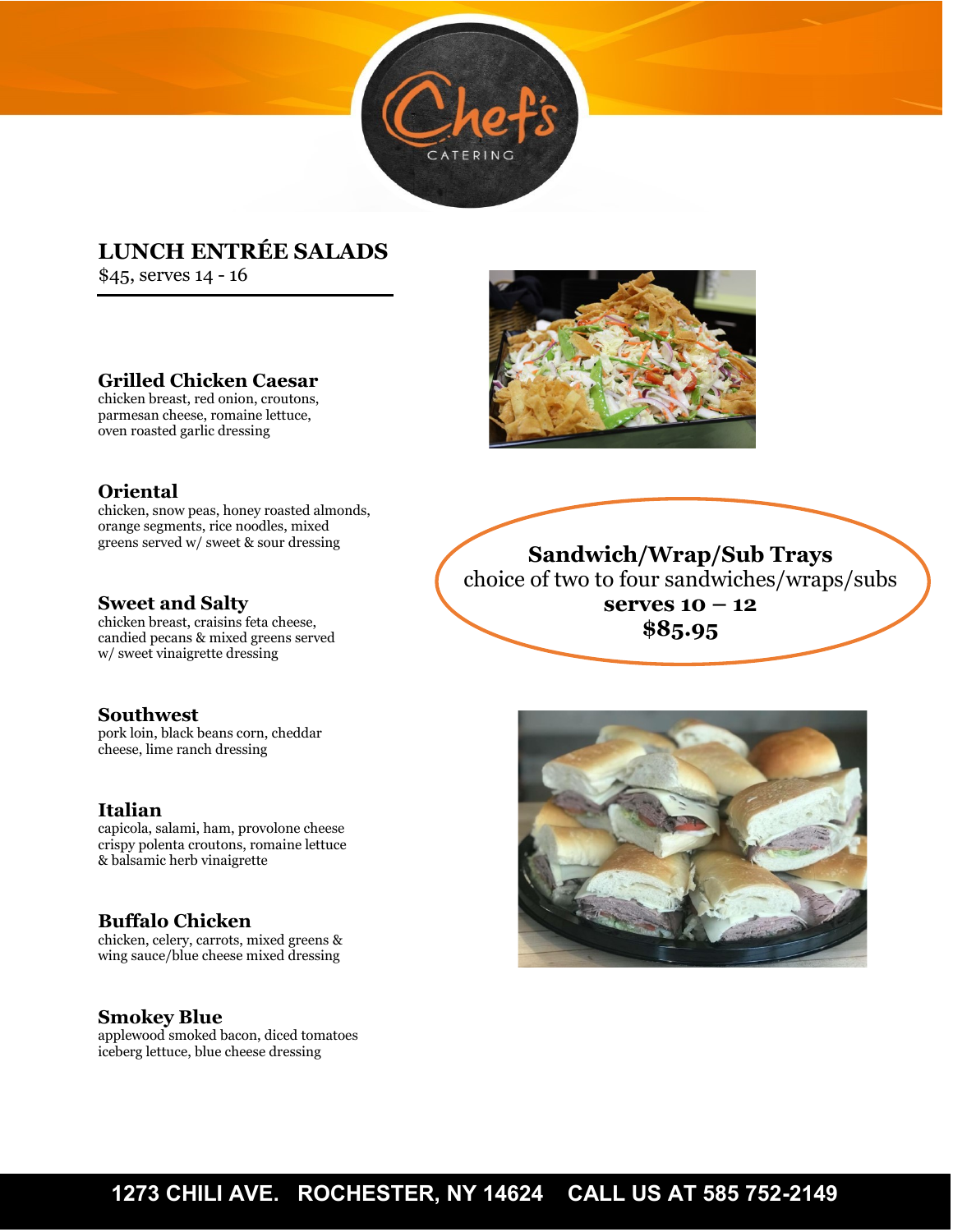Chef's

CATERING

## LUNCH ENTRÉE SALADS

$45, serves 14 - 16

### Grilled Chicken Caesar

chicken breast, red onion, croutons, parmesan cheese, romaine lettuce, oven roasted garlic dressing

### Oriental

chicken, snow peas, honey roasted almonds, orange segments, rice noodles, mixed greens served w/ sweet & sour dressing

### Sweet and Salty

chicken breast, craisins feta cheese, candied pecans & mixed greens served w/ sweet vinaigrette dressing

### Southwest

pork loin, black beans corn, cheddar cheese, lime ranch dressing

### Italian

capicola, salami, ham, provolone cheese crispy polenta croutons, romaine lettuce & balsamic herb vinaigrette

### Buffalo Chicken

chicken, celery, carrots, mixed greens & wing sauce/blue cheese mixed dressing

### Smokey Blue

applewood smoked bacon, diced tomatoes iceberg lettuce, blue cheese dressing

**Sandwich/Wrap/Sub Trays**

choice of two to four sandwiches/wraps/subs

**serves 10 – 12**

**$85.95**

**1273 CHILI AVE. ROCHESTER, NY 14624 CALL US AT 585 752-2149**